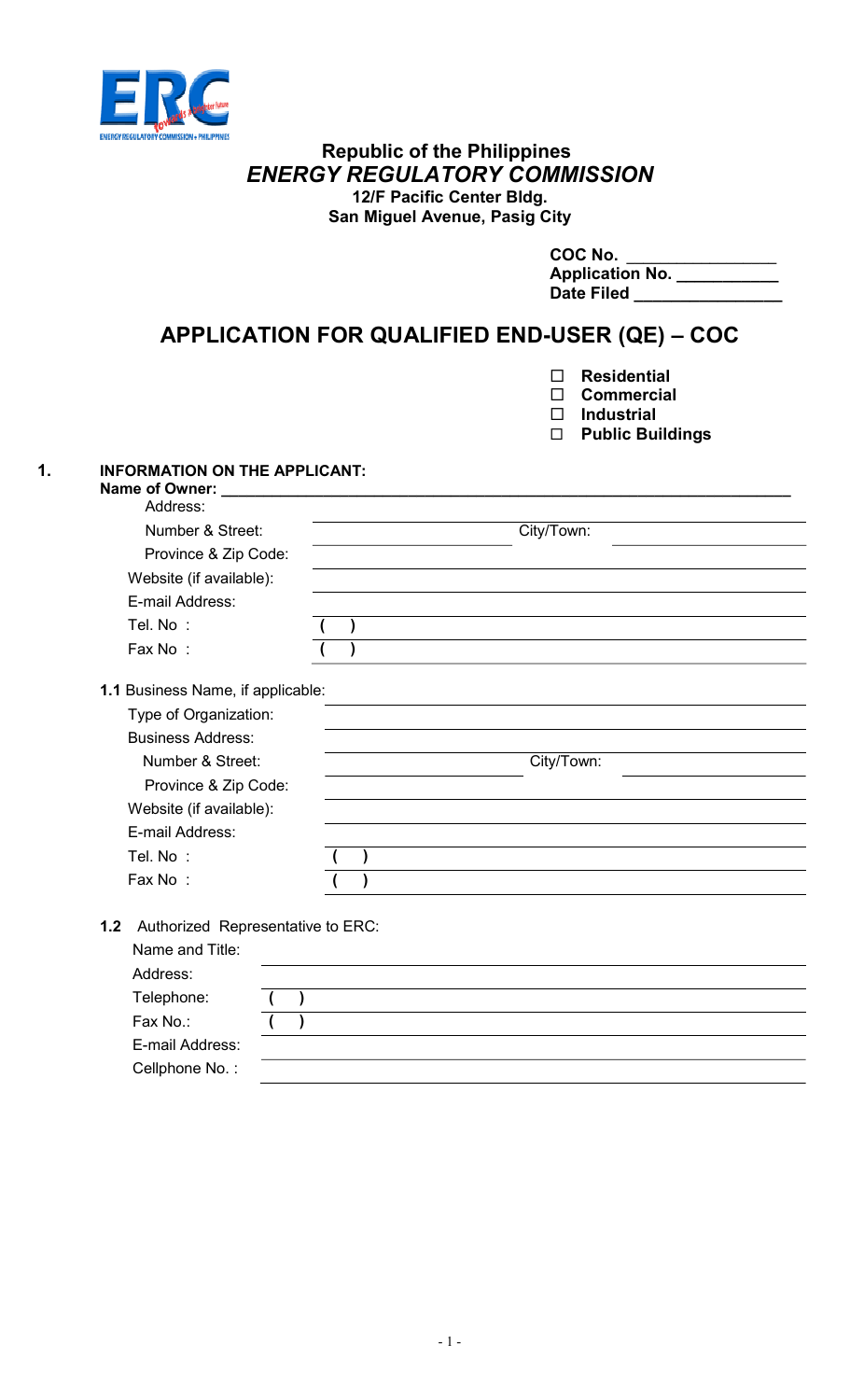**Republic of the Philippines**
***ENERGY REGULATORY COMMISSION***
**12/F Pacific Center Bldg.**
**San Miguel Avenue, Pasig City**

**COC No.** ________________
**Application No.** __________
**Date Filed** _______________

# APPLICATION FOR QUALIFIED END-USER (QE) – COC

- ☐ **Residential**
- ☐ **Commercial**
- ☐ **Industrial**
- ☐ **Public Buildings**

## 1. INFORMATION ON THE APPLICANT:

**Name of Owner:** ____________________________________________

Address:

| | |
|---|---|
| Number & Street: | ______________ City/Town: ______________ |
| Province & Zip Code: | |
| Website (if available): | |
| E-mail Address: | |
| Tel. No : | ( ) |
| Fax No : | ( ) |

**1.1** Business Name, if applicable:

| | |
|---|---|
| Type of Organization: | |
| Business Address: | |
| Number & Street: | ______________ City/Town: ______________ |
| Province & Zip Code: | |
| Website (if available): | |
| E-mail Address: | |
| Tel. No : | ( ) |
| Fax No : | ( ) |

**1.2** Authorized Representative to ERC:

| | |
|---|---|
| Name and Title: | |
| Address: | |
| Telephone: | ( ) |
| Fax No.: | ( ) |
| E-mail Address: | |
| Cellphone No. : | |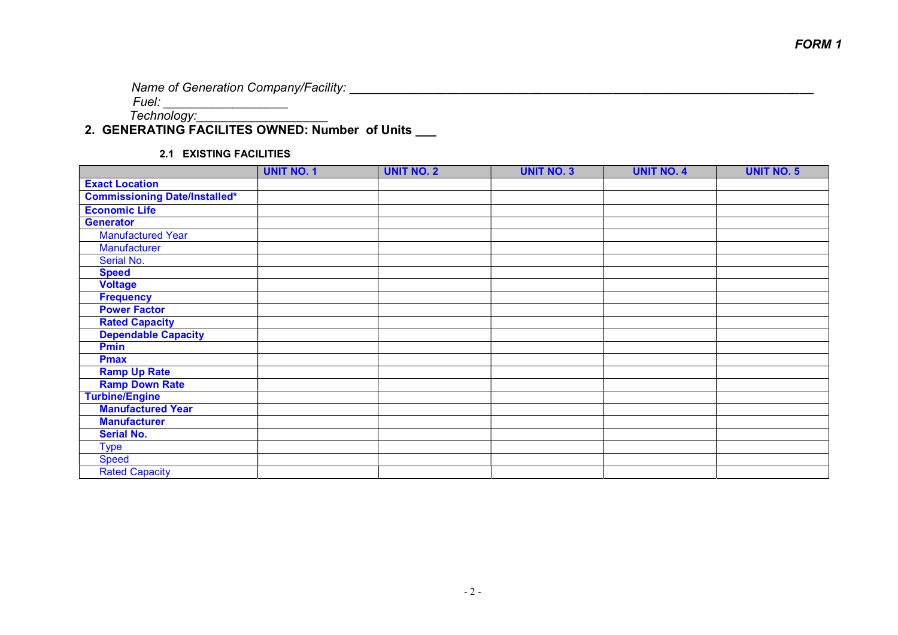*FORM 1*

*Name of Generation Company/Facility:* ___________________________________________________________________

*Fuel:* __________________

*Technology:*__________________

## 2. GENERATING FACILITES OWNED: Number of Units ___

### 2.1 EXISTING FACILITIES

| | UNIT NO. 1 | UNIT NO. 2 | UNIT NO. 3 | UNIT NO. 4 | UNIT NO. 5 |
|---|---|---|---|---|---|
| **Exact Location** | | | | | |
| **Commissioning Date/Installed*** | | | | | |
| **Economic Life** | | | | | |
| **Generator** | | | | | |
| Manufactured Year | | | | | |
| Manufacturer | | | | | |
| Serial No. | | | | | |
| **Speed** | | | | | |
| **Voltage** | | | | | |
| **Frequency** | | | | | |
| **Power Factor** | | | | | |
| **Rated Capacity** | | | | | |
| **Dependable Capacity** | | | | | |
| **Pmin** | | | | | |
| **Pmax** | | | | | |
| **Ramp Up Rate** | | | | | |
| **Ramp Down Rate** | | | | | |
| **Turbine/Engine** | | | | | |
| **Manufactured Year** | | | | | |
| **Manufacturer** | | | | | |
| **Serial No.** | | | | | |
| Type | | | | | |
| Speed | | | | | |
| Rated Capacity | | | | | |